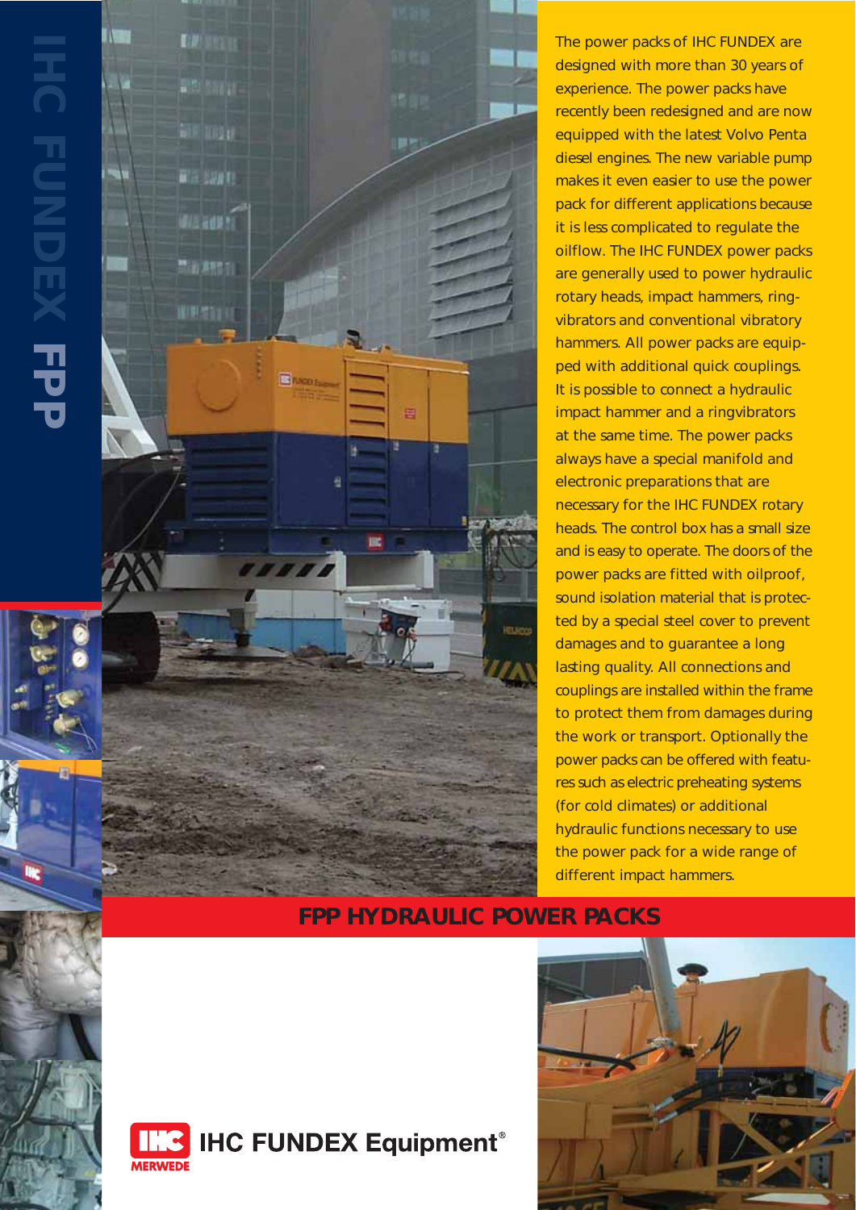# IHC FUNDEX FPP

## FPP HYDRAULIC POWER PACKS

The power packs of IHC FUNDEX are designed with more than 30 years of experience. The power packs have recently been redesigned and are now equipped with the latest Volvo Penta diesel engines. The new variable pump makes it even easier to use the power pack for different applications because it is less complicated to regulate the oilflow. The IHC FUNDEX power packs are generally used to power hydraulic rotary heads, impact hammers, ring-vibrators and conventional vibratory hammers. All power packs are equipped with additional quick couplings. It is possible to connect a hydraulic impact hammer and a ringvibrators at the same time. The power packs always have a special manifold and electronic preparations that are necessary for the IHC FUNDEX rotary heads. The control box has a small size and is easy to operate. The doors of the power packs are fitted with oilproof, sound isolation material that is protected by a special steel cover to prevent damages and to guarantee a long lasting quality. All connections and couplings are installed within the frame to protect them from damages during the work or transport. Optionally the power packs can be offered with features such as electric preheating systems (for cold climates) or additional hydraulic functions necessary to use the power pack for a wide range of different impact hammers.

IHC MERWEDE

IHC FUNDEX Equipment®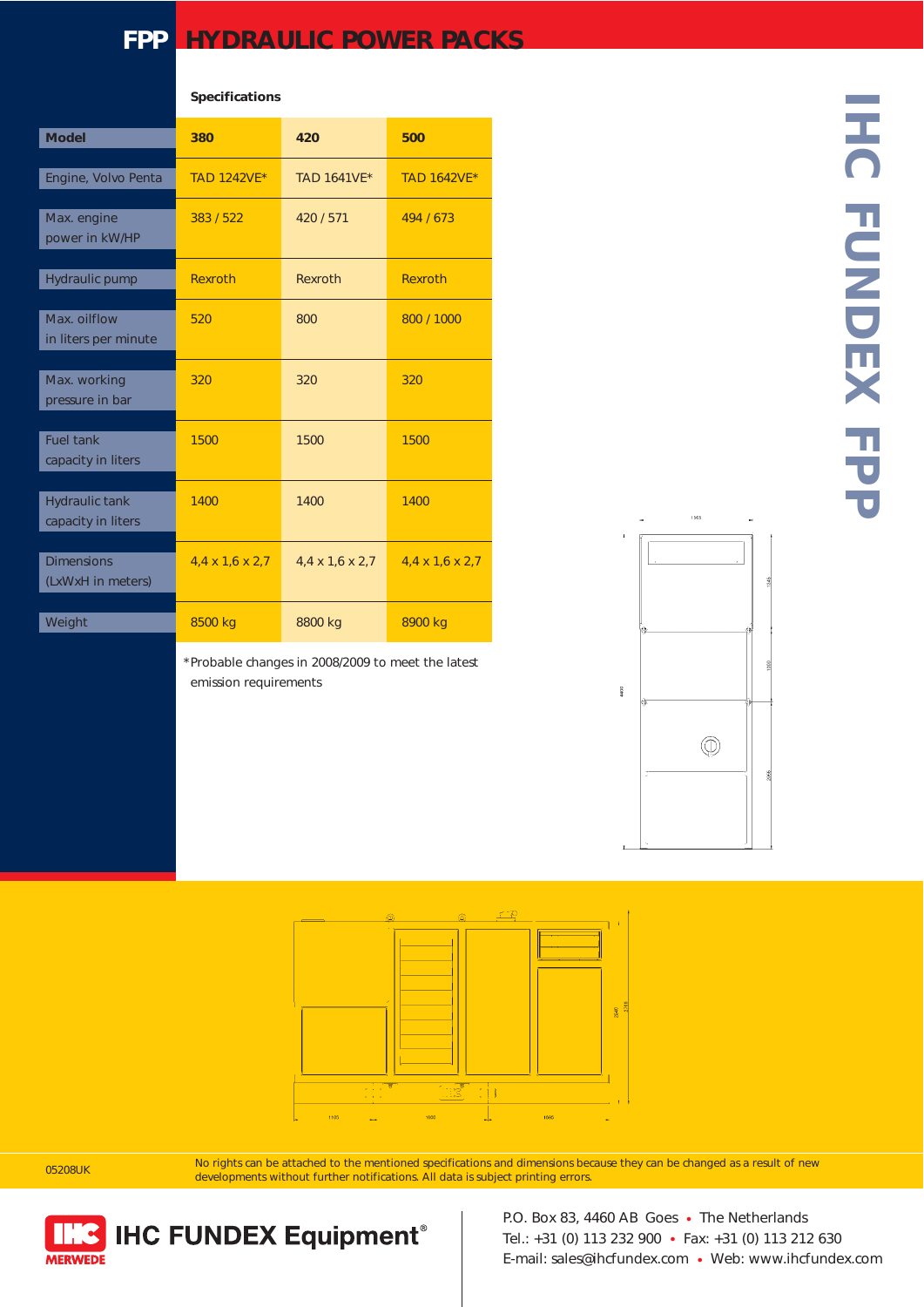# FPP HYDRAULIC POWER PACKS

IHC FUNDEX FPP

**Specifications**

| Model | 380 | 420 | 500 |
|---|---|---|---|
| Engine, Volvo Penta | TAD 1242VE* | TAD 1641VE* | TAD 1642VE* |
| Max. engine power in kW/HP | 383 / 522 | 420 / 571 | 494 / 673 |
| Hydraulic pump | Rexroth | Rexroth | Rexroth |
| Max. oilflow in liters per minute | 520 | 800 | 800 / 1000 |
| Max. working pressure in bar | 320 | 320 | 320 |
| Fuel tank capacity in liters | 1500 | 1500 | 1500 |
| Hydraulic tank capacity in liters | 1400 | 1400 | 1400 |
| Dimensions (LxWxH in meters) | 4,4 x 1,6 x 2,7 | 4,4 x 1,6 x 2,7 | 4,4 x 1,6 x 2,7 |
| Weight | 8500 kg | 8800 kg | 8900 kg |

*Probable changes in 2008/2009 to meet the latest emission requirements

05208UK

No rights can be attached to the mentioned specifications and dimensions because they can be changed as a result of new developments without further notifications. All data is subject printing errors.

IHC FUNDEX Equipment®

P.O. Box 83, 4460 AB Goes • The Netherlands
Tel.: +31 (0) 113 232 900 • Fax: +31 (0) 113 212 630
E-mail: sales@ihcfundex.com • Web: www.ihcfundex.com